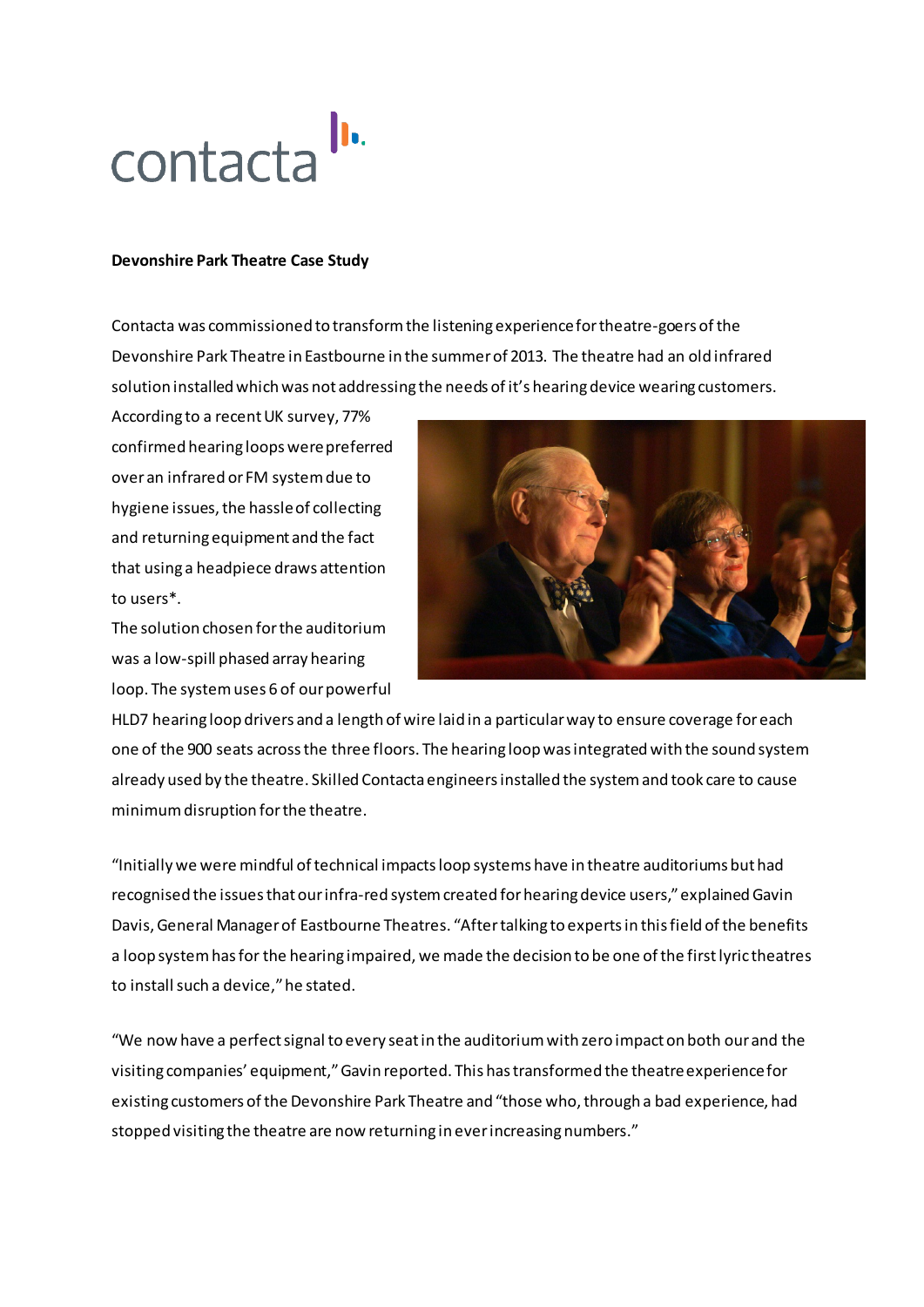contacta

**Devonshire Park Theatre Case Study**

Contacta was commissioned to transform the listening experience for theatre-goers of the Devonshire Park Theatre in Eastbourne in the summer of 2013. The theatre had an old infrared solution installed which was not addressing the needs of it's hearing device wearing customers. According to a recent UK survey, 77% confirmed hearing loops were preferred over an infrared or FM system due to hygiene issues, the hassle of collecting and returning equipment and the fact that using a headpiece draws attention to users*.

The solution chosen for the auditorium was a low-spill phased array hearing loop. The system uses 6 of our powerful HLD7 hearing loop drivers and a length of wire laid in a particular way to ensure coverage for each one of the 900 seats across the three floors. The hearing loop was integrated with the sound system already used by the theatre. Skilled Contacta engineers installed the system and took care to cause minimum disruption for the theatre.

"Initially we were mindful of technical impacts loop systems have in theatre auditoriums but had recognised the issues that our infra-red system created for hearing device users," explained Gavin Davis, General Manager of Eastbourne Theatres. "After talking to experts in this field of the benefits a loop system has for the hearing impaired, we made the decision to be one of the first lyric theatres to install such a device," he stated.

"We now have a perfect signal to every seat in the auditorium with zero impact on both our and the visiting companies' equipment," Gavin reported. This has transformed the theatre experience for existing customers of the Devonshire Park Theatre and "those who, through a bad experience, had stopped visiting the theatre are now returning in ever increasing numbers."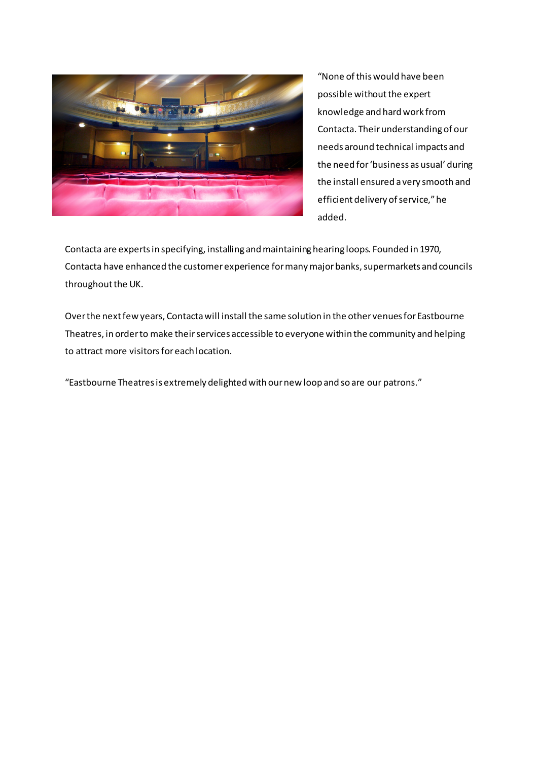"None of this would have been possible without the expert knowledge and hard work from Contacta. Their understanding of our needs around technical impacts and the need for 'business as usual' during the install ensured a very smooth and efficient delivery of service," he added.

Contacta are experts in specifying, installing and maintaining hearing loops. Founded in 1970, Contacta have enhanced the customer experience for many major banks, supermarkets and councils throughout the UK.

Over the next few years, Contacta will install the same solution in the other venues for Eastbourne Theatres, in order to make their services accessible to everyone within the community and helping to attract more visitors for each location.

"Eastbourne Theatres is extremely delighted with our new loop and so are our patrons."